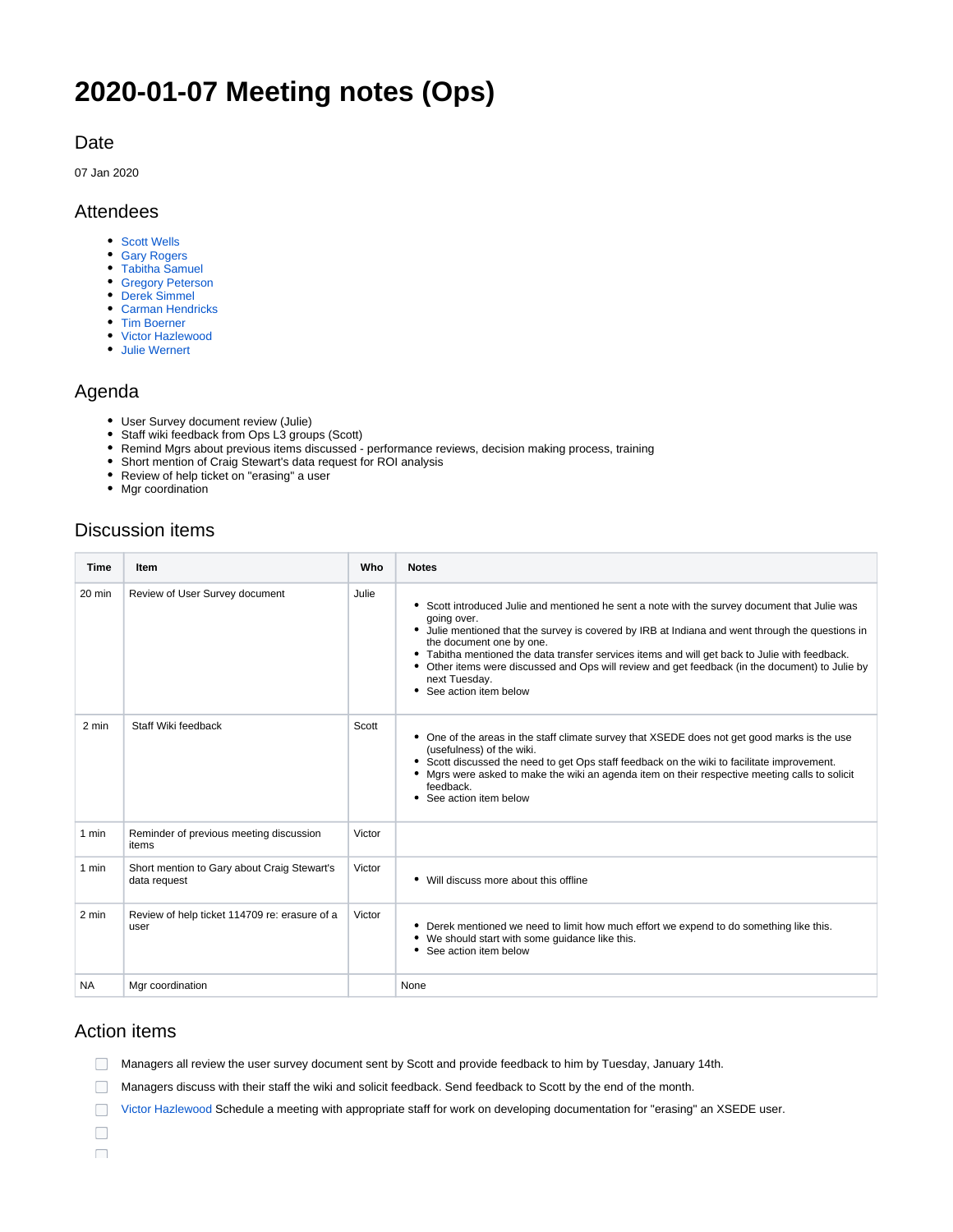# 2020-01-07 Meeting notes (Ops)

## Date

07 Jan 2020

## Attendees

- Scott Wells
- Gary Rogers
- Tabitha Samuel
- Gregory Peterson
- Derek Simmel
- Carman Hendricks
- Tim Boerner
- Victor Hazlewood
- Julie Wernert

## Agenda

- User Survey document review (Julie)
- Staff wiki feedback from Ops L3 groups (Scott)
- Remind Mgrs about previous items discussed - performance reviews, decision making process, training
- Short mention of Craig Stewart's data request for ROI analysis
- Review of help ticket on "erasing" a user
- Mgr coordination

## Discussion items

| Time | Item | Who | Notes |
|---|---|---|---|
| 20 min | Review of User Survey document | Julie | • Scott introduced Julie and mentioned he sent a note with the survey document that Julie was going over.<br>• Julie mentioned that the survey is covered by IRB at Indiana and went through the questions in the document one by one.<br>• Tabitha mentioned the data transfer services items and will get back to Julie with feedback.<br>• Other items were discussed and Ops will review and get feedback (in the document) to Julie by next Tuesday.<br>• See action item below |
| 2 min | Staff Wiki feedback | Scott | • One of the areas in the staff climate survey that XSEDE does not get good marks is the use (usefulness) of the wiki.<br>• Scott discussed the need to get Ops staff feedback on the wiki to facilitate improvement.<br>• Mgrs were asked to make the wiki an agenda item on their respective meeting calls to solicit feedback.<br>• See action item below |
| 1 min | Reminder of previous meeting discussion items | Victor | |
| 1 min | Short mention to Gary about Craig Stewart's data request | Victor | • Will discuss more about this offline |
| 2 min | Review of help ticket 114709 re: erasure of a user | Victor | • Derek mentioned we need to limit how much effort we expend to do something like this.<br>• We should start with some guidance like this.<br>• See action item below |
| NA | Mgr coordination | | None |

## Action items

- [ ] Managers all review the user survey document sent by Scott and provide feedback to him by Tuesday, January 14th.
- [ ] Managers discuss with their staff the wiki and solicit feedback. Send feedback to Scott by the end of the month.
- [ ] Victor Hazlewood Schedule a meeting with appropriate staff for work on developing documentation for "erasing" an XSEDE user.
- [ ] 
- [ ]